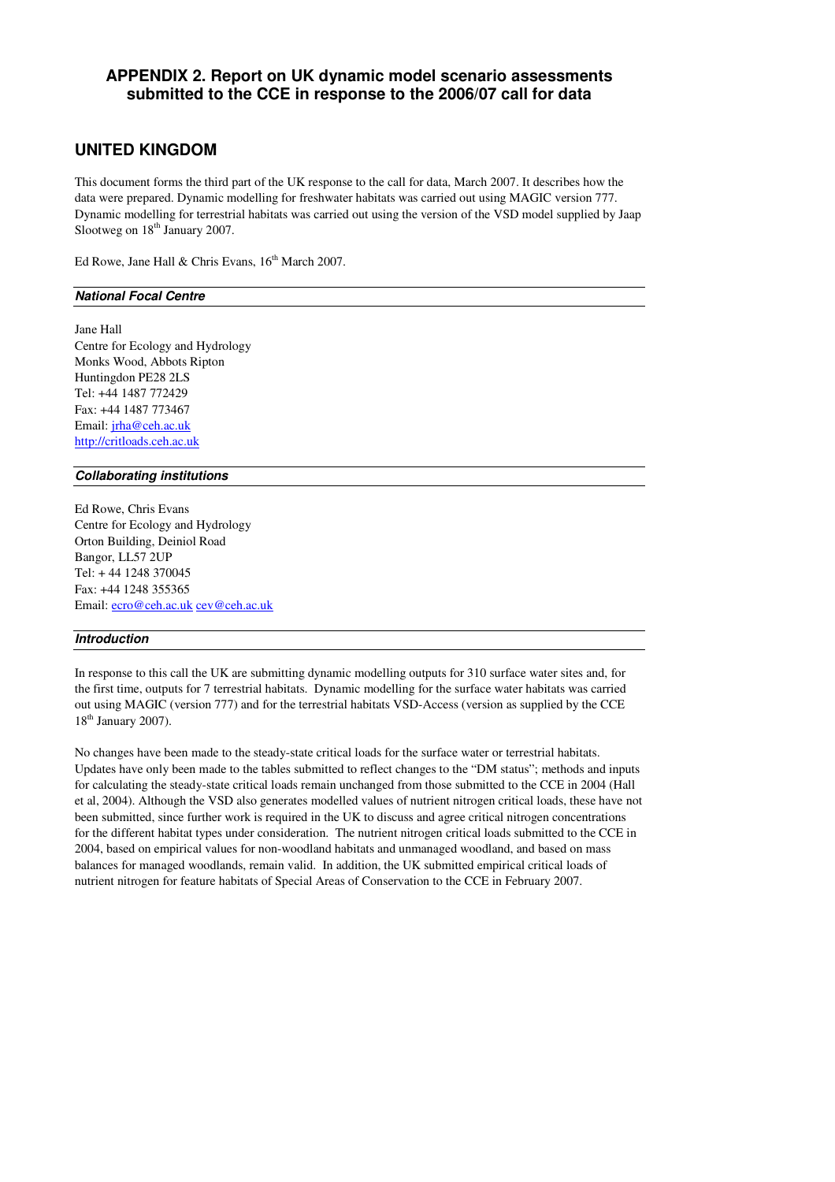# APPENDIX 2. Report on UK dynamic model scenario assessments submitted to the CCE in response to the 2006/07 call for data

## UNITED KINGDOM

This document forms the third part of the UK response to the call for data, March 2007. It describes how the data were prepared. Dynamic modelling for freshwater habitats was carried out using MAGIC version 777. Dynamic modelling for terrestrial habitats was carried out using the version of the VSD model supplied by Jaap Slootweg on 18th January 2007.

Ed Rowe, Jane Hall & Chris Evans, 16th March 2007.

### *National Focal Centre*

Jane Hall
Centre for Ecology and Hydrology
Monks Wood, Abbots Ripton
Huntingdon PE28 2LS
Tel: +44 1487 772429
Fax: +44 1487 773467
Email: jrha@ceh.ac.uk
http://critloads.ceh.ac.uk

### *Collaborating institutions*

Ed Rowe, Chris Evans
Centre for Ecology and Hydrology
Orton Building, Deiniol Road
Bangor, LL57 2UP
Tel: + 44 1248 370045
Fax: +44 1248 355365
Email: ecro@ceh.ac.uk cev@ceh.ac.uk

### *Introduction*

In response to this call the UK are submitting dynamic modelling outputs for 310 surface water sites and, for the first time, outputs for 7 terrestrial habitats. Dynamic modelling for the surface water habitats was carried out using MAGIC (version 777) and for the terrestrial habitats VSD-Access (version as supplied by the CCE 18th January 2007).

No changes have been made to the steady-state critical loads for the surface water or terrestrial habitats. Updates have only been made to the tables submitted to reflect changes to the "DM status"; methods and inputs for calculating the steady-state critical loads remain unchanged from those submitted to the CCE in 2004 (Hall et al, 2004). Although the VSD also generates modelled values of nutrient nitrogen critical loads, these have not been submitted, since further work is required in the UK to discuss and agree critical nitrogen concentrations for the different habitat types under consideration. The nutrient nitrogen critical loads submitted to the CCE in 2004, based on empirical values for non-woodland habitats and unmanaged woodland, and based on mass balances for managed woodlands, remain valid. In addition, the UK submitted empirical critical loads of nutrient nitrogen for feature habitats of Special Areas of Conservation to the CCE in February 2007.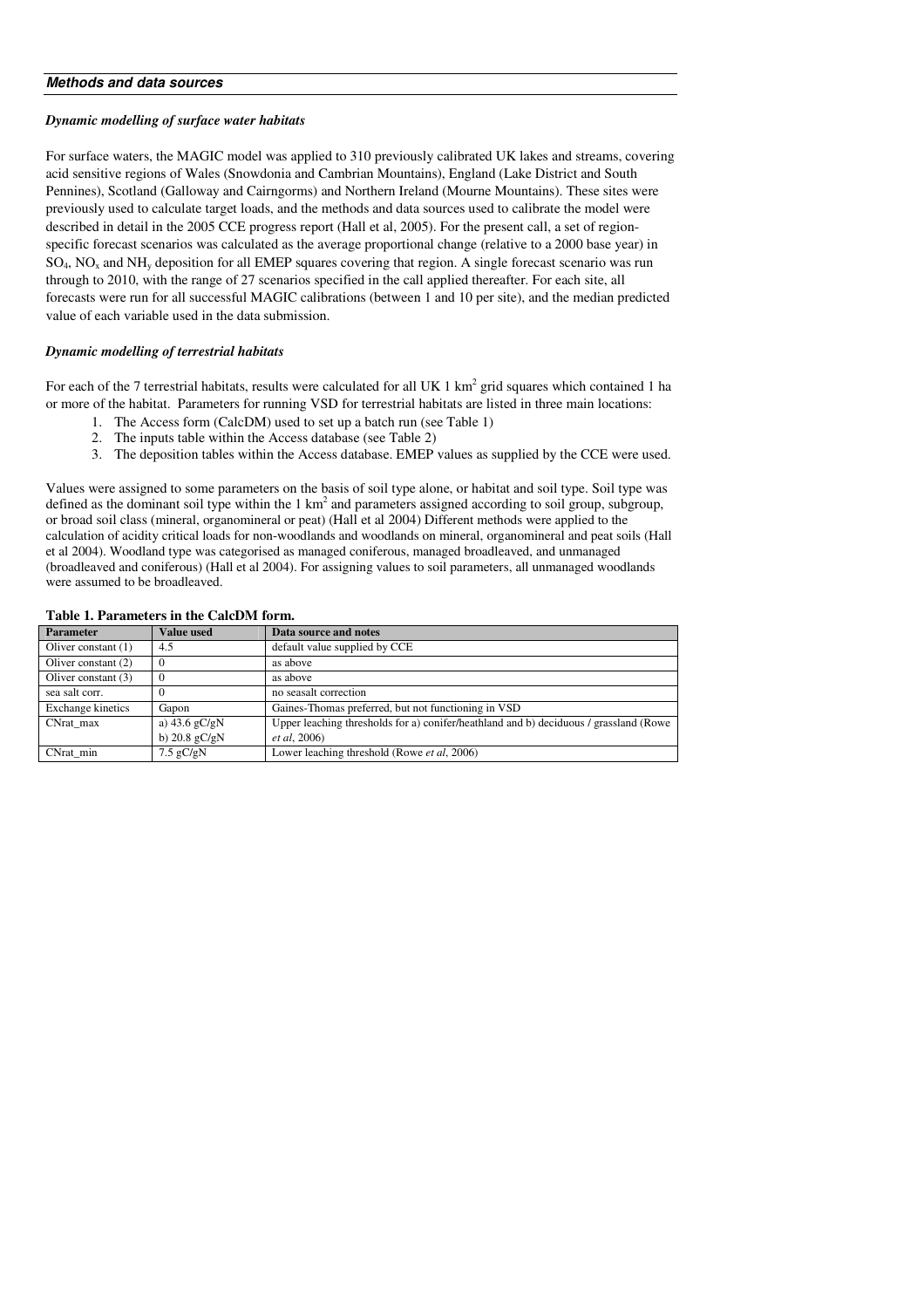## *Methods and data sources*

### *Dynamic modelling of surface water habitats*

For surface waters, the MAGIC model was applied to 310 previously calibrated UK lakes and streams, covering acid sensitive regions of Wales (Snowdonia and Cambrian Mountains), England (Lake District and South Pennines), Scotland (Galloway and Cairngorms) and Northern Ireland (Mourne Mountains). These sites were previously used to calculate target loads, and the methods and data sources used to calibrate the model were described in detail in the 2005 CCE progress report (Hall et al, 2005). For the present call, a set of region-specific forecast scenarios was calculated as the average proportional change (relative to a 2000 base year) in $SO_4$, $NO_x$ and $NH_y$ deposition for all EMEP squares covering that region. A single forecast scenario was run through to 2010, with the range of 27 scenarios specified in the call applied thereafter. For each site, all forecasts were run for all successful MAGIC calibrations (between 1 and 10 per site), and the median predicted value of each variable used in the data submission.

### *Dynamic modelling of terrestrial habitats*

For each of the 7 terrestrial habitats, results were calculated for all UK 1 $km^2$ grid squares which contained 1 ha or more of the habitat. Parameters for running VSD for terrestrial habitats are listed in three main locations:

1. The Access form (CalcDM) used to set up a batch run (see Table 1)
2. The inputs table within the Access database (see Table 2)
3. The deposition tables within the Access database. EMEP values as supplied by the CCE were used.

Values were assigned to some parameters on the basis of soil type alone, or habitat and soil type. Soil type was defined as the dominant soil type within the 1 $km^2$ and parameters assigned according to soil group, subgroup, or broad soil class (mineral, organomineral or peat) (Hall et al 2004) Different methods were applied to the calculation of acidity critical loads for non-woodlands and woodlands on mineral, organomineral and peat soils (Hall et al 2004). Woodland type was categorised as managed coniferous, managed broadleaved, and unmanaged (broadleaved and coniferous) (Hall et al 2004). For assigning values to soil parameters, all unmanaged woodlands were assumed to be broadleaved.

**Table 1. Parameters in the CalcDM form.**

| Parameter | Value used | Data source and notes |
|---|---|---|
| Oliver constant (1) | 4.5 | default value supplied by CCE |
| Oliver constant (2) | 0 | as above |
| Oliver constant (3) | 0 | as above |
| sea salt corr. | 0 | no seasalt correction |
| Exchange kinetics | Gapon | Gaines-Thomas preferred, but not functioning in VSD |
| CNrat_max | a) 43.6 gC/gN<br>b) 20.8 gC/gN | Upper leaching thresholds for a) conifer/heathland and b) deciduous / grassland (Rowe *et al*, 2006) |
| CNrat_min | 7.5 gC/gN | Lower leaching threshold (Rowe *et al*, 2006) |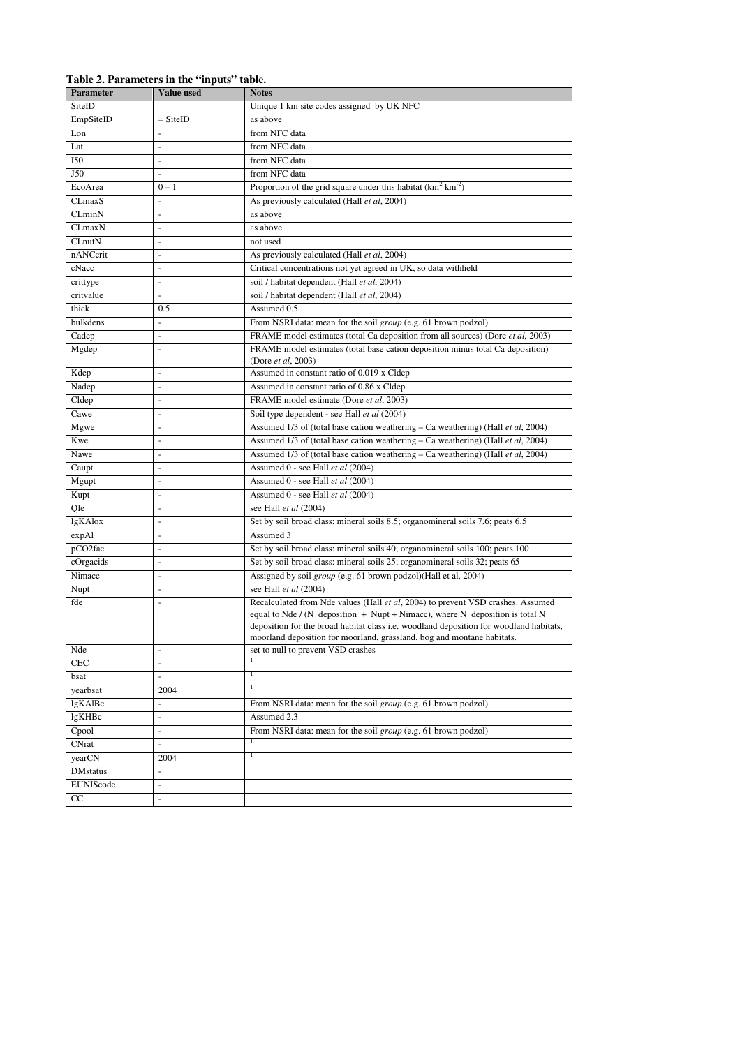**Table 2. Parameters in the "inputs" table.**

| Parameter | Value used | Notes |
|---|---|---|
| SiteID | | Unique 1 km site codes assigned by UK NFC |
| EmpSiteID | = SiteID | as above |
| Lon | - | from NFC data |
| Lat | - | from NFC data |
| I50 | - | from NFC data |
| J50 | - | from NFC data |
| EcoArea | 0 – 1 | Proportion of the grid square under this habitat ($km^2\ km^{-2}$) |
| CLmaxS | - | As previously calculated (Hall *et al*, 2004) |
| CLminN | - | as above |
| CLmaxN | - | as above |
| CLnutN | - | not used |
| nANCcrit | - | As previously calculated (Hall *et al*, 2004) |
| cNacc | - | Critical concentrations not yet agreed in UK, so data withheld |
| crittype | - | soil / habitat dependent (Hall *et al*, 2004) |
| critvalue | - | soil / habitat dependent (Hall *et al*, 2004) |
| thick | 0.5 | Assumed 0.5 |
| bulkdens | - | From NSRI data: mean for the soil *group* (e.g. 61 brown podzol) |
| Cadep | - | FRAME model estimates (total Ca deposition from all sources) (Dore *et al*, 2003) |
| Mgdep | - | FRAME model estimates (total base cation deposition minus total Ca deposition) (Dore *et al*, 2003) |
| Kdep | - | Assumed in constant ratio of 0.019 x Cldep |
| Nadep | - | Assumed in constant ratio of 0.86 x Cldep |
| Cldep | - | FRAME model estimate (Dore *et al*, 2003) |
| Cawe | - | Soil type dependent - see Hall *et al* (2004) |
| Mgwe | - | Assumed 1/3 of (total base cation weathering – Ca weathering) (Hall *et al*, 2004) |
| Kwe | - | Assumed 1/3 of (total base cation weathering – Ca weathering) (Hall *et al*, 2004) |
| Nawe | - | Assumed 1/3 of (total base cation weathering – Ca weathering) (Hall *et al*, 2004) |
| Caupt | - | Assumed 0 - see Hall *et al* (2004) |
| Mgupt | - | Assumed 0 - see Hall *et al* (2004) |
| Kupt | - | Assumed 0 - see Hall *et al* (2004) |
| Qle | - | see Hall *et al* (2004) |
| lgKAlox | - | Set by soil broad class: mineral soils 8.5; organomineral soils 7.6; peats 6.5 |
| expAl | - | Assumed 3 |
| pCO2fac | - | Set by soil broad class: mineral soils 40; organomineral soils 100; peats 100 |
| cOrgacids | - | Set by soil broad class: mineral soils 25; organomineral soils 32; peats 65 |
| Nimacc | - | Assigned by soil *group* (e.g. 61 brown podzol)(Hall et al, 2004) |
| Nupt | - | see Hall *et al* (2004) |
| fde | - | Recalculated from Nde values (Hall *et al*, 2004) to prevent VSD crashes. Assumed equal to Nde / (N_deposition + Nupt + Nimacc), where N_deposition is total N deposition for the broad habitat class i.e. woodland deposition for woodland habitats, moorland deposition for moorland, grassland, bog and montane habitats. |
| Nde | - | set to null to prevent VSD crashes |
| CEC | - | [1] |
| bsat | - | [1] |
| yearbsat | 2004 | [1] |
| lgKAlBc | - | From NSRI data: mean for the soil *group* (e.g. 61 brown podzol) |
| lgKHBc | - | Assumed 2.3 |
| Cpool | - | From NSRI data: mean for the soil *group* (e.g. 61 brown podzol) |
| CNrat | - | [1] |
| yearCN | 2004 | [1] |
| DMstatus | - | |
| EUNIScode | - | |
| CC | - | |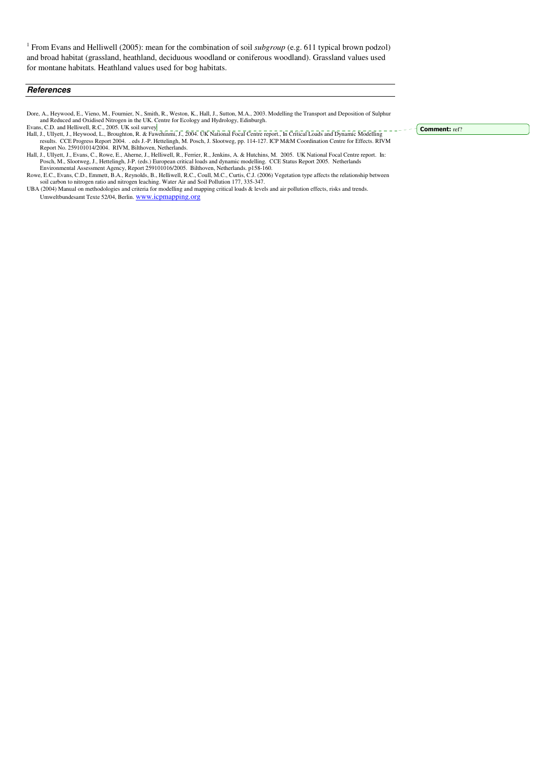[1] From Evans and Helliwell (2005): mean for the combination of soil *subgroup* (e.g. 611 typical brown podzol) and broad habitat (grassland, heathland, deciduous woodland or coniferous woodland). Grassland values used for montane habitats. Heathland values used for bog habitats.

## References

Dore, A., Heywood, E., Vieno, M., Fournier, N., Smith, R., Weston, K., Hall, J., Sutton, M.A., 2003. Modelling the Transport and Deposition of Sulphur and Reduced and Oxidised Nitrogen in the UK. Centre for Ecology and Hydrology, Edinburgh.

Evans, C.D. and Helliwell, R.C., 2005. UK soil survey

Hall, J., Ullyett, J., Heywood, L., Broughton, R. & Fawehinmi, J., 2004. UK National Focal Centre report., In Critical Loads and Dynamic Modelling results. CCE Progress Report 2004. . eds J.-P. Hettelingh, M. Posch, J. Slootweg, pp. 114-127. ICP M&M Coordination Centre for Effects. RIVM Report No. 259101014/2004. RIVM, Bilthoven, Netherlands.

Hall, J., Ullyett, J., Evans, C., Rowe, E., Aherne, J., Helliwell, R., Ferrier, R., Jenkins, A. & Hutchins, M. 2005. UK National Focal Centre report. In: Posch, M., Slootweg, J., Hettelingh, J-P. (eds.) European critical loads and dynamic modelling. CCE Status Report 2005. Netherlands Environmental Assessment Agency, Report 259101016/2005. Bilthoven, Netherlands. p158-160.

Rowe, E.C., Evans, C.D., Emmett, B.A., Reynolds, B., Helliwell, R.C., Coull, M.C., Curtis, C.J. (2006) Vegetation type affects the relationship between soil carbon to nitrogen ratio and nitrogen leaching. Water Air and Soil Pollution 177, 335-347.

UBA (2004) Manual on methodologies and criteria for modelling and mapping critical loads & levels and air pollution effects, risks and trends. Umweltbundesamt Texte 52/04, Berlin. www.icpmapping.org

**Comment:** ref?